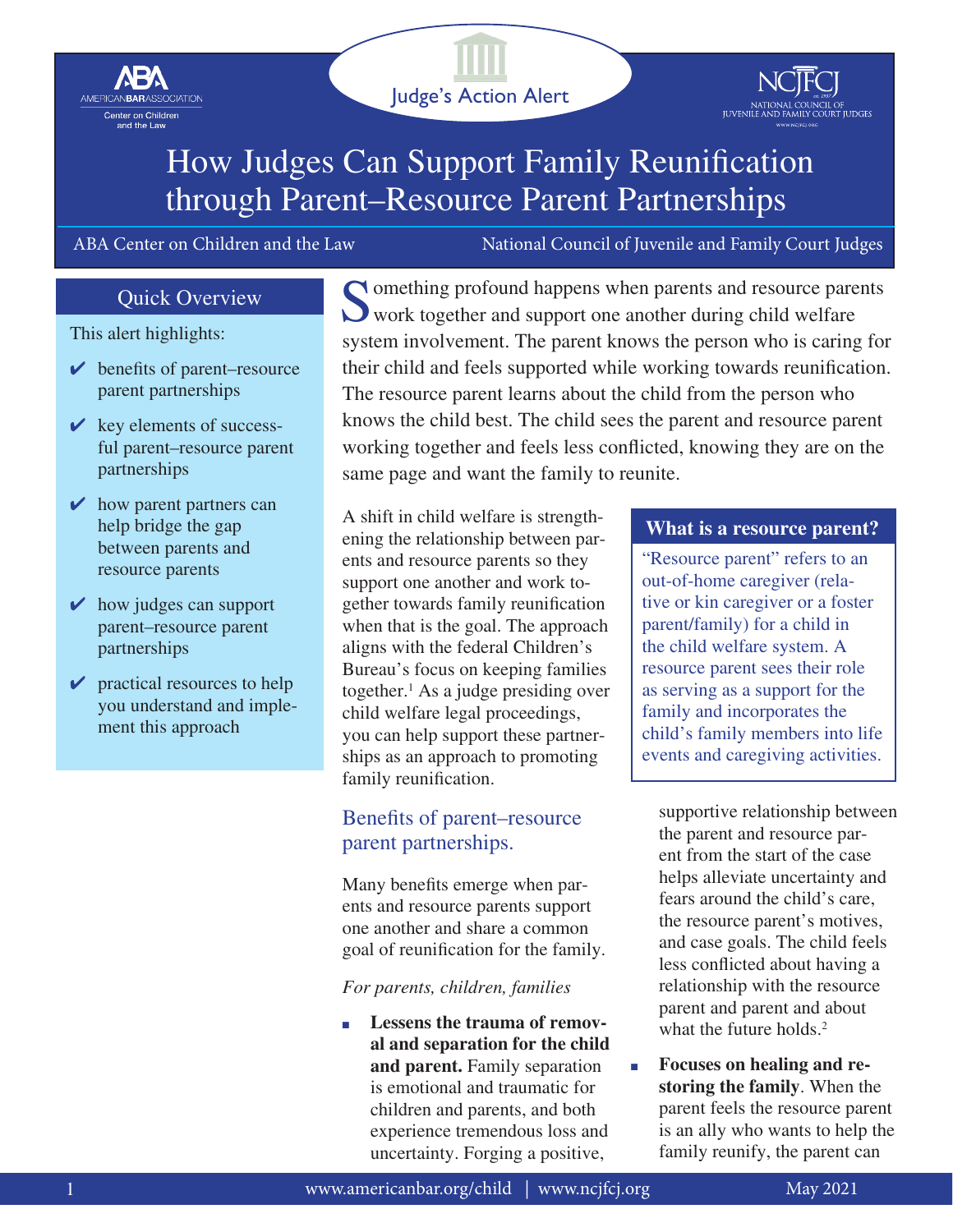Judge's Action Alert

ABA Center on Children and the Law | National Council of Juvenile and Family Court Judges

# How Judges Can Support Family Reunification through Parent–Resource Parent Partnerships

## Quick Overview

This alert highlights:

- ✔ benefits of parent–resource parent partnerships
- ✔ key elements of successful parent–resource parent partnerships
- ✔ how parent partners can help bridge the gap between parents and resource parents
- ✔ how judges can support parent–resource parent partnerships
- ✔ practical resources to help you understand and implement this approach

Something profound happens when parents and resource parents work together and support one another during child welfare system involvement. The parent knows the person who is caring for their child and feels supported while working towards reunification. The resource parent learns about the child from the person who knows the child best. The child sees the parent and resource parent working together and feels less conflicted, knowing they are on the same page and want the family to reunite.

A shift in child welfare is strengthening the relationship between parents and resource parents so they support one another and work together towards family reunification when that is the goal. The approach aligns with the federal Children's Bureau's focus on keeping families together.[1] As a judge presiding over child welfare legal proceedings, you can help support these partnerships as an approach to promoting family reunification.

> **What is a resource parent?**
>
> "Resource parent" refers to an out-of-home caregiver (relative or kin caregiver or a foster parent/family) for a child in the child welfare system. A resource parent sees their role as serving as a support for the family and incorporates the child's family members into life events and caregiving activities.

## Benefits of parent–resource parent partnerships.

Many benefits emerge when parents and resource parents support one another and share a common goal of reunification for the family.

*For parents, children, families*

- **Lessens the trauma of removal and separation for the child and parent.** Family separation is emotional and traumatic for children and parents, and both experience tremendous loss and uncertainty. Forging a positive, supportive relationship between the parent and resource parent from the start of the case helps alleviate uncertainty and fears around the child's care, the resource parent's motives, and case goals. The child feels less conflicted about having a relationship with the resource parent and parent and about what the future holds.[2]
- **Focuses on healing and restoring the family**. When the parent feels the resource parent is an ally who wants to help the family reunify, the parent can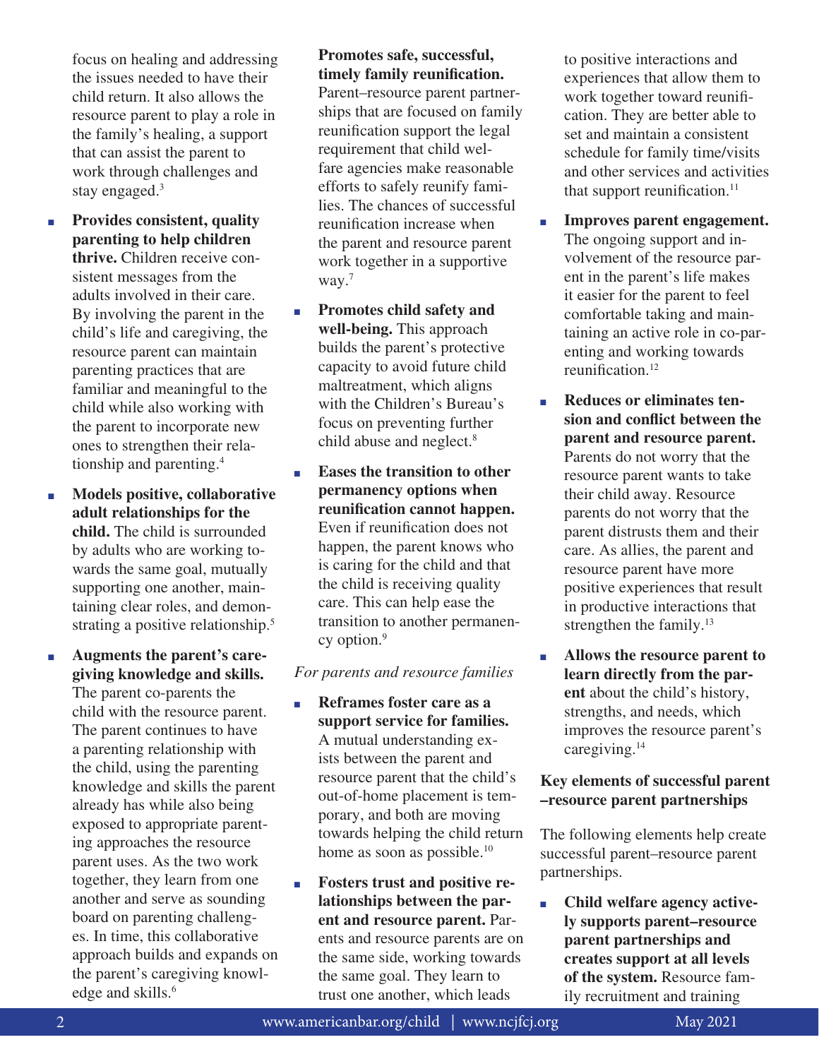focus on healing and addressing the issues needed to have their child return. It also allows the resource parent to play a role in the family's healing, a support that can assist the parent to work through challenges and stay engaged.[3]

- **Provides consistent, quality parenting to help children thrive.** Children receive consistent messages from the adults involved in their care. By involving the parent in the child's life and caregiving, the resource parent can maintain parenting practices that are familiar and meaningful to the child while also working with the parent to incorporate new ones to strengthen their relationship and parenting.[4]
- **Models positive, collaborative adult relationships for the child.** The child is surrounded by adults who are working towards the same goal, mutually supporting one another, maintaining clear roles, and demonstrating a positive relationship.[5]
- **Augments the parent's caregiving knowledge and skills.** The parent co-parents the child with the resource parent. The parent continues to have a parenting relationship with the child, using the parenting knowledge and skills the parent already has while also being exposed to appropriate parenting approaches the resource parent uses. As the two work together, they learn from one another and serve as sounding board on parenting challenges. In time, this collaborative approach builds and expands on the parent's caregiving knowledge and skills.[6]
- **Promotes safe, successful, timely family reunification.** Parent–resource parent partnerships that are focused on family reunification support the legal requirement that child welfare agencies make reasonable efforts to safely reunify families. The chances of successful reunification increase when the parent and resource parent work together in a supportive way.[7]
- **Promotes child safety and well-being.** This approach builds the parent's protective capacity to avoid future child maltreatment, which aligns with the Children's Bureau's focus on preventing further child abuse and neglect.[8]
- **Eases the transition to other permanency options when reunification cannot happen.** Even if reunification does not happen, the parent knows who is caring for the child and that the child is receiving quality care. This can help ease the transition to another permanency option.[9]

*For parents and resource families*

- **Reframes foster care as a support service for families.** A mutual understanding exists between the parent and resource parent that the child's out-of-home placement is temporary, and both are moving towards helping the child return home as soon as possible.[10]
- **Fosters trust and positive relationships between the parent and resource parent.** Parents and resource parents are on the same side, working towards the same goal. They learn to trust one another, which leads to positive interactions and experiences that allow them to work together toward reunification. They are better able to set and maintain a consistent schedule for family time/visits and other services and activities that support reunification.[11]
- **Improves parent engagement.** The ongoing support and involvement of the resource parent in the parent's life makes it easier for the parent to feel comfortable taking and maintaining an active role in co-parenting and working towards reunification.[12]
- **Reduces or eliminates tension and conflict between the parent and resource parent.** Parents do not worry that the resource parent wants to take their child away. Resource parents do not worry that the parent distrusts them and their care. As allies, the parent and resource parent have more positive experiences that result in productive interactions that strengthen the family.[13]
- **Allows the resource parent to learn directly from the parent** about the child's history, strengths, and needs, which improves the resource parent's caregiving.[14]

### Key elements of successful parent–resource parent partnerships

The following elements help create successful parent–resource parent partnerships.

- **Child welfare agency actively supports parent–resource parent partnerships and creates support at all levels of the system.** Resource family recruitment and training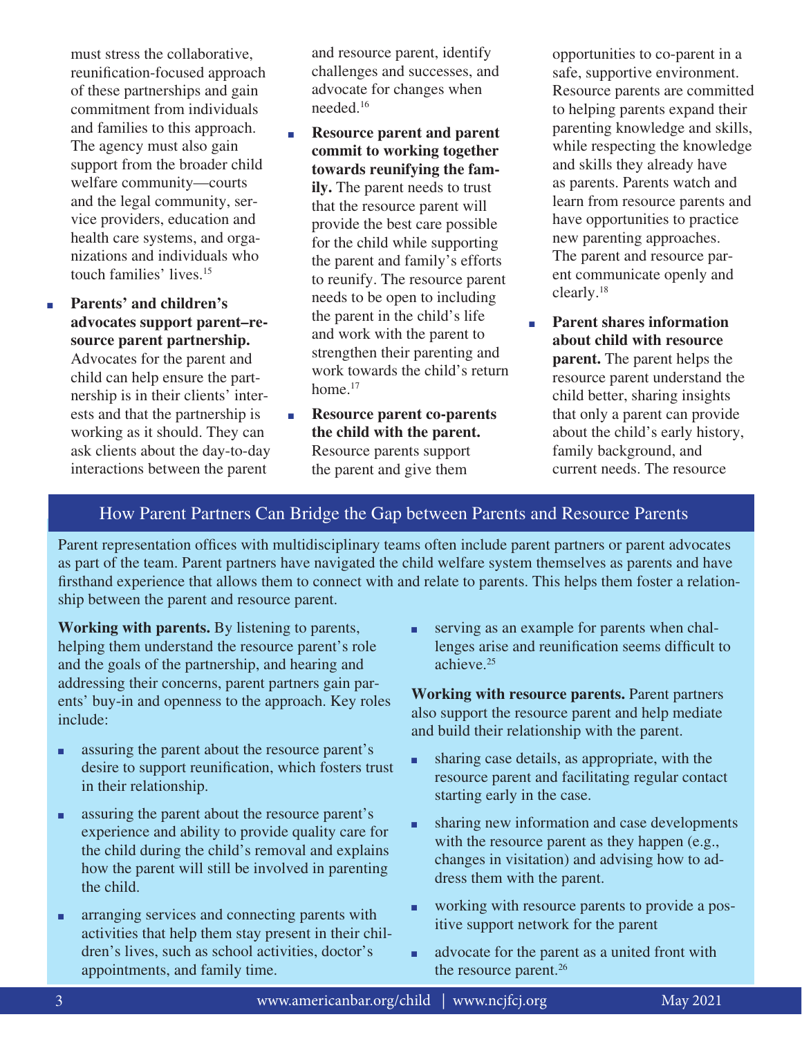must stress the collaborative, reunification-focused approach of these partnerships and gain commitment from individuals and families to this approach. The agency must also gain support from the broader child welfare community—courts and the legal community, service providers, education and health care systems, and organizations and individuals who touch families' lives.[15]

- **Parents' and children's advocates support parent–resource parent partnership.** Advocates for the parent and child can help ensure the partnership is in their clients' interests and that the partnership is working as it should. They can ask clients about the day-to-day interactions between the parent and resource parent, identify challenges and successes, and advocate for changes when needed.[16]
- **Resource parent and parent commit to working together towards reunifying the family.** The parent needs to trust that the resource parent will provide the best care possible for the child while supporting the parent and family's efforts to reunify. The resource parent needs to be open to including the parent in the child's life and work with the parent to strengthen their parenting and work towards the child's return home.[17]
- **Resource parent co-parents the child with the parent.** Resource parents support the parent and give them opportunities to co-parent in a safe, supportive environment. Resource parents are committed to helping parents expand their parenting knowledge and skills, while respecting the knowledge and skills they already have as parents. Parents watch and learn from resource parents and have opportunities to practice new parenting approaches. The parent and resource parent communicate openly and clearly.[18]
- **Parent shares information about child with resource parent.** The parent helps the resource parent understand the child better, sharing insights that only a parent can provide about the child's early history, family background, and current needs. The resource

## How Parent Partners Can Bridge the Gap between Parents and Resource Parents

Parent representation offices with multidisciplinary teams often include parent partners or parent advocates as part of the team. Parent partners have navigated the child welfare system themselves as parents and have firsthand experience that allows them to connect with and relate to parents. This helps them foster a relationship between the parent and resource parent.

**Working with parents.** By listening to parents, helping them understand the resource parent's role and the goals of the partnership, and hearing and addressing their concerns, parent partners gain parents' buy-in and openness to the approach. Key roles include:

- assuring the parent about the resource parent's desire to support reunification, which fosters trust in their relationship.
- assuring the parent about the resource parent's experience and ability to provide quality care for the child during the child's removal and explains how the parent will still be involved in parenting the child.
- arranging services and connecting parents with activities that help them stay present in their children's lives, such as school activities, doctor's appointments, and family time.
- serving as an example for parents when challenges arise and reunification seems difficult to achieve.[25]

**Working with resource parents.** Parent partners also support the resource parent and help mediate and build their relationship with the parent.

- sharing case details, as appropriate, with the resource parent and facilitating regular contact starting early in the case.
- sharing new information and case developments with the resource parent as they happen (e.g., changes in visitation) and advising how to address them with the parent.
- working with resource parents to provide a positive support network for the parent
- advocate for the parent as a united front with the resource parent.[26]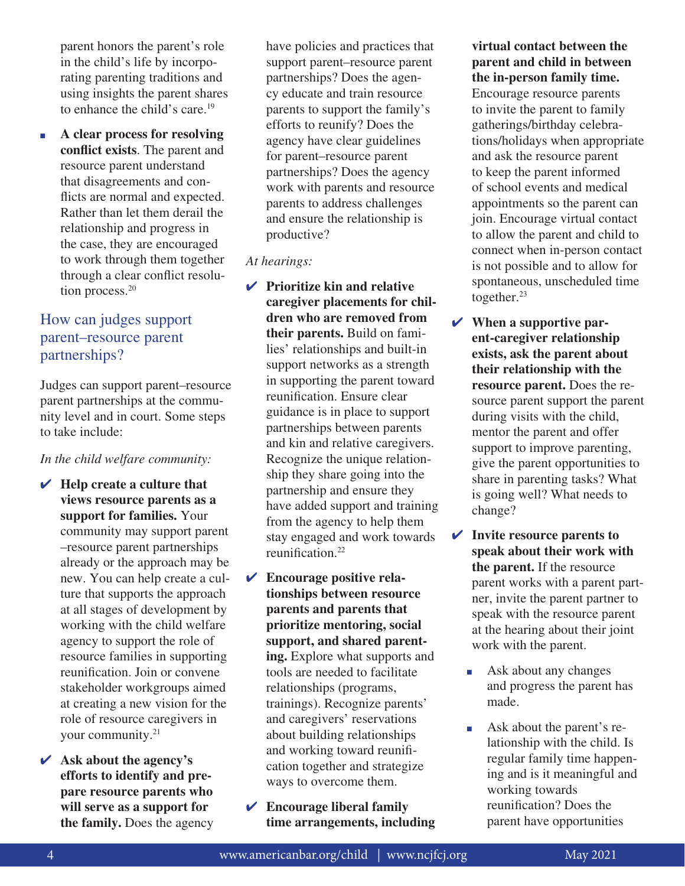parent honors the parent's role in the child's life by incorporating parenting traditions and using insights the parent shares to enhance the child's care.[19]

- **A clear process for resolving conflict exists**. The parent and resource parent understand that disagreements and conflicts are normal and expected. Rather than let them derail the relationship and progress in the case, they are encouraged to work through them together through a clear conflict resolution process.[20]

## How can judges support parent–resource parent partnerships?

Judges can support parent–resource parent partnerships at the community level and in court. Some steps to take include:

*In the child welfare community:*

- ✔ **Help create a culture that views resource parents as a support for families.** Your community may support parent–resource parent partnerships already or the approach may be new. You can help create a culture that supports the approach at all stages of development by working with the child welfare agency to support the role of resource families in supporting reunification. Join or convene stakeholder workgroups aimed at creating a new vision for the role of resource caregivers in your community.[21]

- ✔ **Ask about the agency's efforts to identify and prepare resource parents who will serve as a support for the family.** Does the agency have policies and practices that support parent–resource parent partnerships? Does the agency educate and train resource parents to support the family's efforts to reunify? Does the agency have clear guidelines for parent–resource parent partnerships? Does the agency work with parents and resource parents to address challenges and ensure the relationship is productive?

*At hearings:*

- ✔ **Prioritize kin and relative caregiver placements for children who are removed from their parents.** Build on families' relationships and built-in support networks as a strength in supporting the parent toward reunification. Ensure clear guidance is in place to support partnerships between parents and kin and relative caregivers. Recognize the unique relationship they share going into the partnership and ensure they have added support and training from the agency to help them stay engaged and work towards reunification.[22]

- ✔ **Encourage positive relationships between resource parents and parents that prioritize mentoring, social support, and shared parenting.** Explore what supports and tools are needed to facilitate relationships (programs, trainings). Recognize parents' and caregivers' reservations about building relationships and working toward reunification together and strategize ways to overcome them.

- ✔ **Encourage liberal family time arrangements, including virtual contact between the parent and child in between the in-person family time.** Encourage resource parents to invite the parent to family gatherings/birthday celebrations/holidays when appropriate and ask the resource parent to keep the parent informed of school events and medical appointments so the parent can join. Encourage virtual contact to allow the parent and child to connect when in-person contact is not possible and to allow for spontaneous, unscheduled time together.[23]

- ✔ **When a supportive parent-caregiver relationship exists, ask the parent about their relationship with the resource parent.** Does the resource parent support the parent during visits with the child, mentor the parent and offer support to improve parenting, give the parent opportunities to share in parenting tasks? What is going well? What needs to change?

- ✔ **Invite resource parents to speak about their work with the parent.** If the resource parent works with a parent partner, invite the parent partner to speak with the resource parent at the hearing about their joint work with the parent.
  - Ask about any changes and progress the parent has made.
  - Ask about the parent's relationship with the child. Is regular family time happening and is it meaningful and working towards reunification? Does the parent have opportunities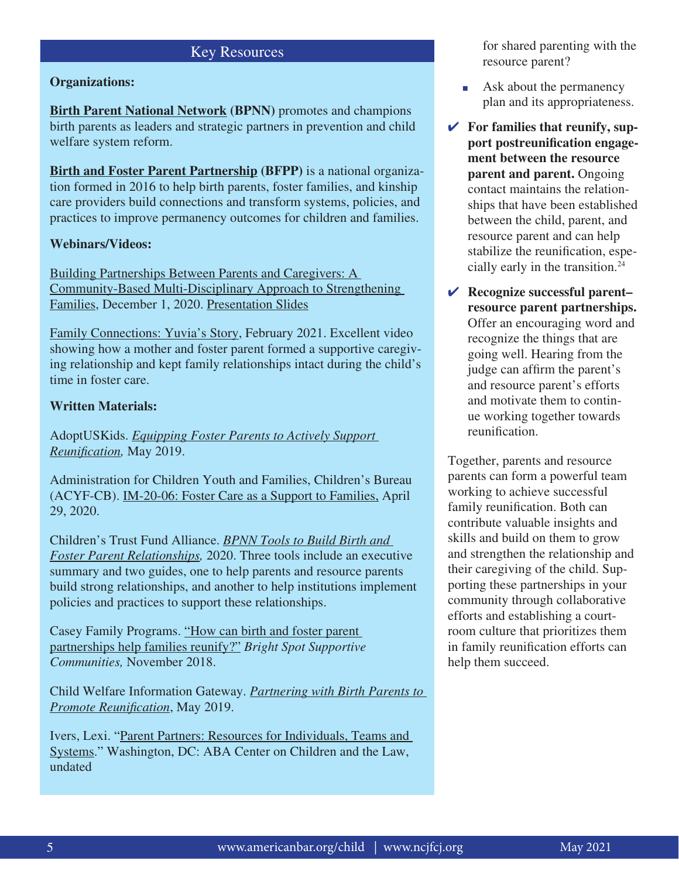## Key Resources

**Organizations:**

**Birth Parent National Network (BPNN)** promotes and champions birth parents as leaders and strategic partners in prevention and child welfare system reform.

**Birth and Foster Parent Partnership (BFPP)** is a national organization formed in 2016 to help birth parents, foster families, and kinship care providers build connections and transform systems, policies, and practices to improve permanency outcomes for children and families.

**Webinars/Videos:**

Building Partnerships Between Parents and Caregivers: A Community-Based Multi-Disciplinary Approach to Strengthening Families, December 1, 2020. Presentation Slides

Family Connections: Yuvia's Story, February 2021. Excellent video showing how a mother and foster parent formed a supportive caregiving relationship and kept family relationships intact during the child's time in foster care.

**Written Materials:**

AdoptUSKids. *Equipping Foster Parents to Actively Support Reunification,* May 2019.

Administration for Children Youth and Families, Children's Bureau (ACYF-CB). IM-20-06: Foster Care as a Support to Families, April 29, 2020.

Children's Trust Fund Alliance. *BPNN Tools to Build Birth and Foster Parent Relationships,* 2020. Three tools include an executive summary and two guides, one to help parents and resource parents build strong relationships, and another to help institutions implement policies and practices to support these relationships.

Casey Family Programs. "How can birth and foster parent partnerships help families reunify?" *Bright Spot Supportive Communities,* November 2018.

Child Welfare Information Gateway. *Partnering with Birth Parents to Promote Reunification*, May 2019.

Ivers, Lexi. "Parent Partners: Resources for Individuals, Teams and Systems." Washington, DC: ABA Center on Children and the Law, undated

for shared parenting with the resource parent?

- Ask about the permanency plan and its appropriateness.

✔ **For families that reunify, support postreunification engagement between the resource parent and parent.** Ongoing contact maintains the relationships that have been established between the child, parent, and resource parent and can help stabilize the reunification, especially early in the transition.[24]

✔ **Recognize successful parent–resource parent partnerships.** Offer an encouraging word and recognize the things that are going well. Hearing from the judge can affirm the parent's and resource parent's efforts and motivate them to continue working together towards reunification.

Together, parents and resource parents can form a powerful team working to achieve successful family reunification. Both can contribute valuable insights and skills and build on them to grow and strengthen the relationship and their caregiving of the child. Supporting these partnerships in your community through collaborative efforts and establishing a courtroom culture that prioritizes them in family reunification efforts can help them succeed.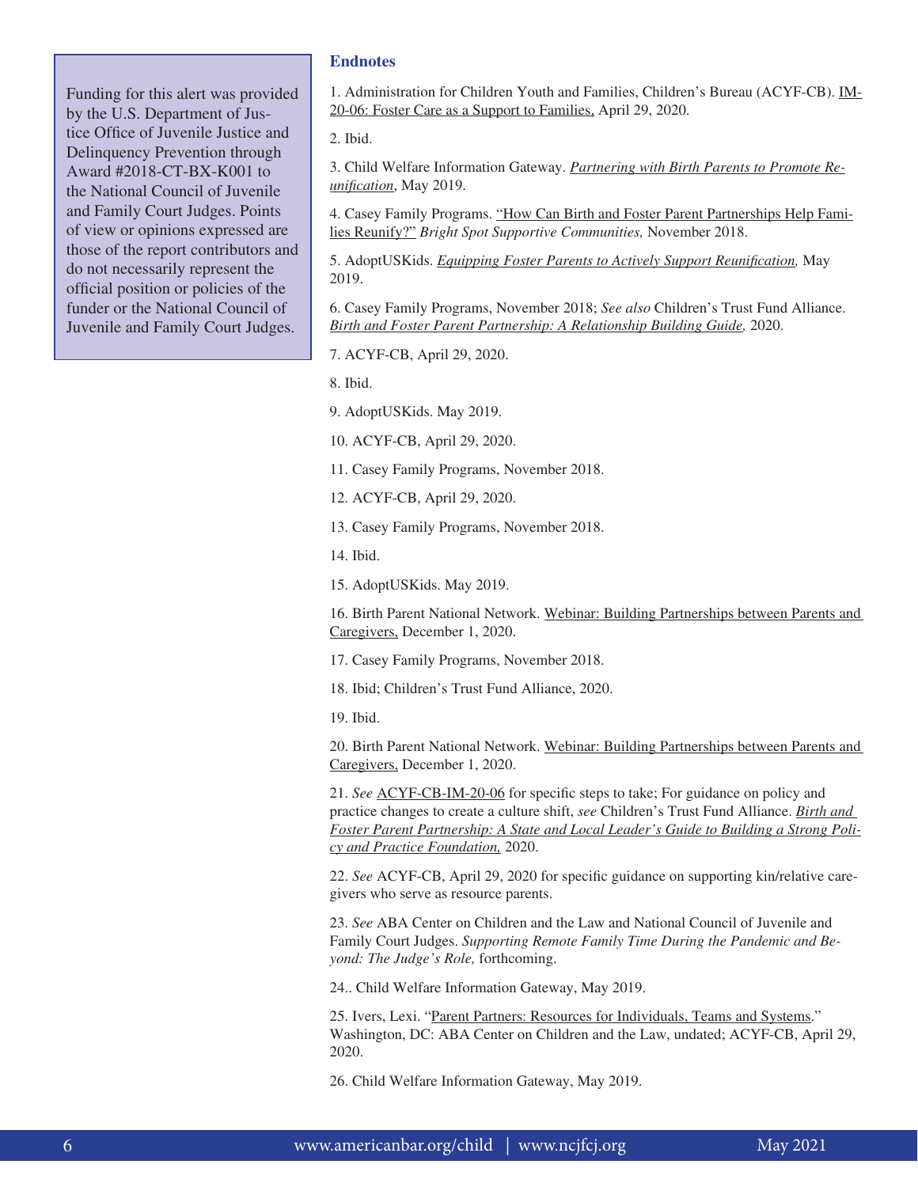Funding for this alert was provided by the U.S. Department of Justice Office of Juvenile Justice and Delinquency Prevention through Award #2018-CT-BX-K001 to the National Council of Juvenile and Family Court Judges. Points of view or opinions expressed are those of the report contributors and do not necessarily represent the official position or policies of the funder or the National Council of Juvenile and Family Court Judges.

## Endnotes

1. Administration for Children Youth and Families, Children's Bureau (ACYF-CB). IM-20-06: Foster Care as a Support to Families, April 29, 2020.

2. Ibid.

3. Child Welfare Information Gateway. *Partnering with Birth Parents to Promote Reunification*, May 2019.

4. Casey Family Programs. "How Can Birth and Foster Parent Partnerships Help Families Reunify?" *Bright Spot Supportive Communities,* November 2018.

5. AdoptUSKids. *Equipping Foster Parents to Actively Support Reunification,* May 2019.

6. Casey Family Programs, November 2018; *See also* Children's Trust Fund Alliance. *Birth and Foster Parent Partnership: A Relationship Building Guide,* 2020.

7. ACYF-CB, April 29, 2020.

8. Ibid.

9. AdoptUSKids. May 2019.

10. ACYF-CB, April 29, 2020.

11. Casey Family Programs, November 2018.

12. ACYF-CB, April 29, 2020.

13. Casey Family Programs, November 2018.

14. Ibid.

15. AdoptUSKids. May 2019.

16. Birth Parent National Network. Webinar: Building Partnerships between Parents and Caregivers, December 1, 2020.

17. Casey Family Programs, November 2018.

18. Ibid; Children's Trust Fund Alliance, 2020.

19. Ibid.

20. Birth Parent National Network. Webinar: Building Partnerships between Parents and Caregivers, December 1, 2020.

21. *See* ACYF-CB-IM-20-06 for specific steps to take; For guidance on policy and practice changes to create a culture shift, *see* Children's Trust Fund Alliance. *Birth and Foster Parent Partnership: A State and Local Leader's Guide to Building a Strong Policy and Practice Foundation,* 2020.

22. *See* ACYF-CB, April 29, 2020 for specific guidance on supporting kin/relative caregivers who serve as resource parents.

23. *See* ABA Center on Children and the Law and National Council of Juvenile and Family Court Judges. *Supporting Remote Family Time During the Pandemic and Beyond: The Judge's Role,* forthcoming.

24.. Child Welfare Information Gateway, May 2019.

25. Ivers, Lexi. "Parent Partners: Resources for Individuals, Teams and Systems." Washington, DC: ABA Center on Children and the Law, undated; ACYF-CB, April 29, 2020.

26. Child Welfare Information Gateway, May 2019.